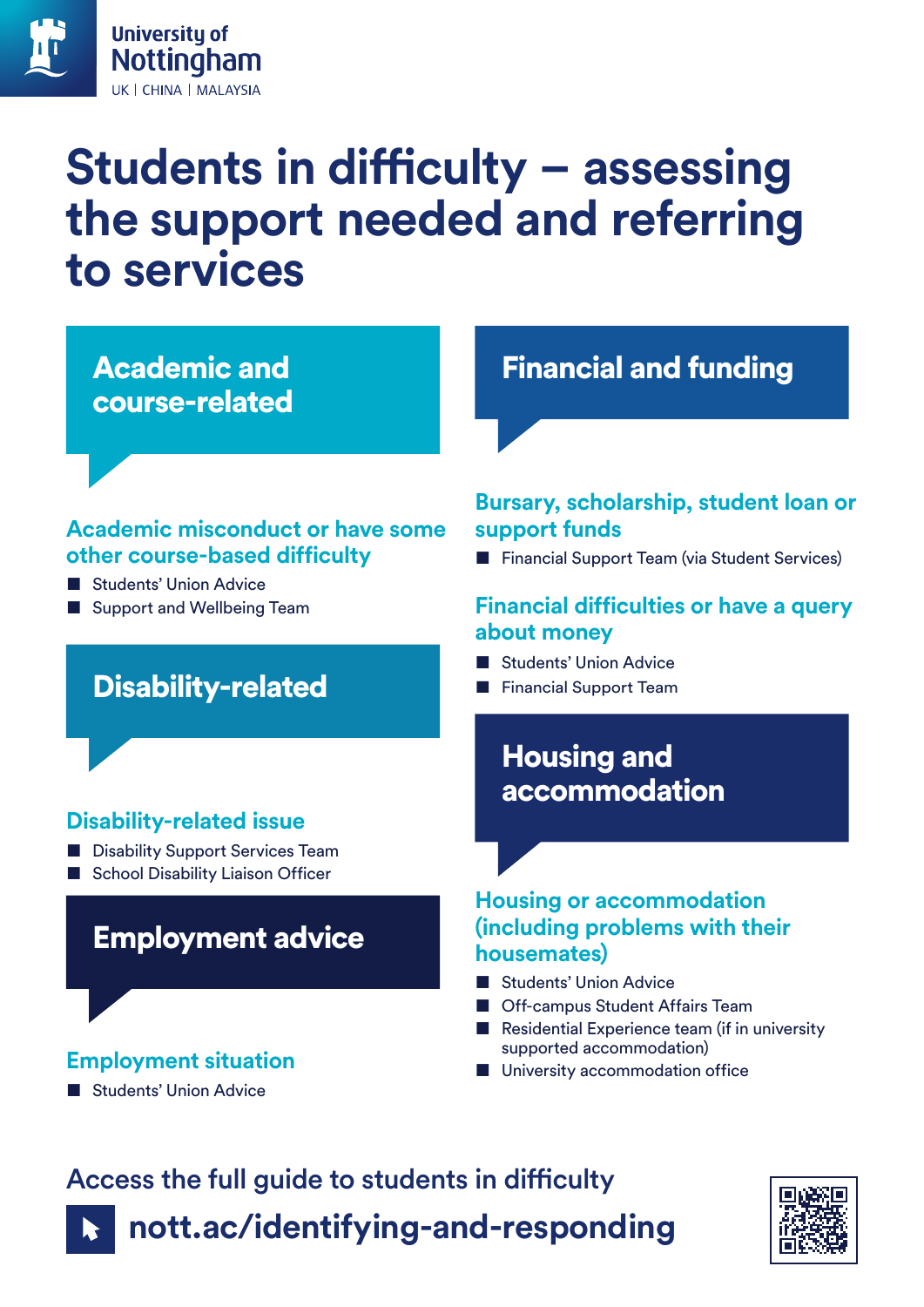University of Nottingham
UK | CHINA | MALAYSIA

# Students in difficulty – assessing the support needed and referring to services

## Academic and course-related

### Academic misconduct or have some other course-based difficulty

- Students' Union Advice
- Support and Wellbeing Team

## Disability-related

### Disability-related issue

- Disability Support Services Team
- School Disability Liaison Officer

## Employment advice

### Employment situation

- Students' Union Advice

## Financial and funding

### Bursary, scholarship, student loan or support funds

- Financial Support Team (via Student Services)

### Financial difficulties or have a query about money

- Students' Union Advice
- Financial Support Team

## Housing and accommodation

### Housing or accommodation (including problems with their housemates)

- Students' Union Advice
- Off-campus Student Affairs Team
- Residential Experience team (if in university supported accommodation)
- University accommodation office

Access the full guide to students in difficulty

**nott.ac/identifying-and-responding**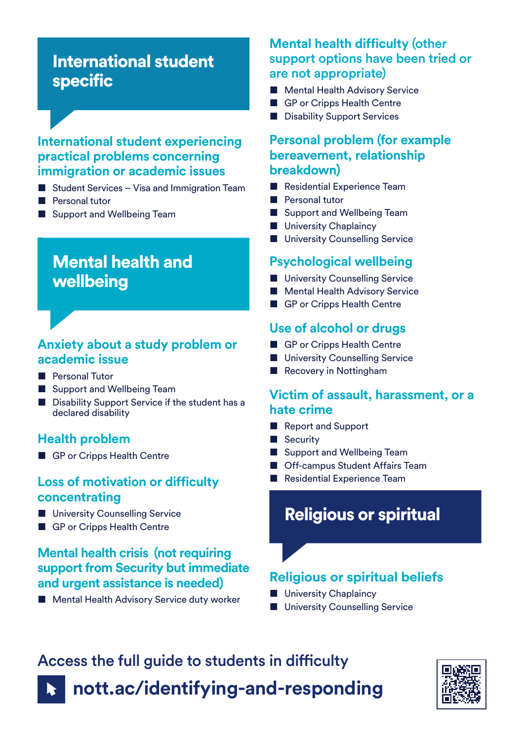## International student specific

### International student experiencing practical problems concerning immigration or academic issues

- Student Services – Visa and Immigration Team
- Personal tutor
- Support and Wellbeing Team

## Mental health and wellbeing

### Anxiety about a study problem or academic issue

- Personal Tutor
- Support and Wellbeing Team
- Disability Support Service if the student has a declared disability

### Health problem

- GP or Cripps Health Centre

### Loss of motivation or difficulty concentrating

- University Counselling Service
- GP or Cripps Health Centre

### Mental health crisis (not requiring support from Security but immediate and urgent assistance is needed)

- Mental Health Advisory Service duty worker

### Mental health difficulty (other support options have been tried or are not appropriate)

- Mental Health Advisory Service
- GP or Cripps Health Centre
- Disability Support Services

### Personal problem (for example bereavement, relationship breakdown)

- Residential Experience Team
- Personal tutor
- Support and Wellbeing Team
- University Chaplaincy
- University Counselling Service

### Psychological wellbeing

- University Counselling Service
- Mental Health Advisory Service
- GP or Cripps Health Centre

### Use of alcohol or drugs

- GP or Cripps Health Centre
- University Counselling Service
- Recovery in Nottingham

### Victim of assault, harassment, or a hate crime

- Report and Support
- Security
- Support and Wellbeing Team
- Off-campus Student Affairs Team
- Residential Experience Team

## Religious or spiritual

### Religious or spiritual beliefs

- University Chaplaincy
- University Counselling Service

Access the full guide to students in difficulty

**nott.ac/identifying-and-responding**